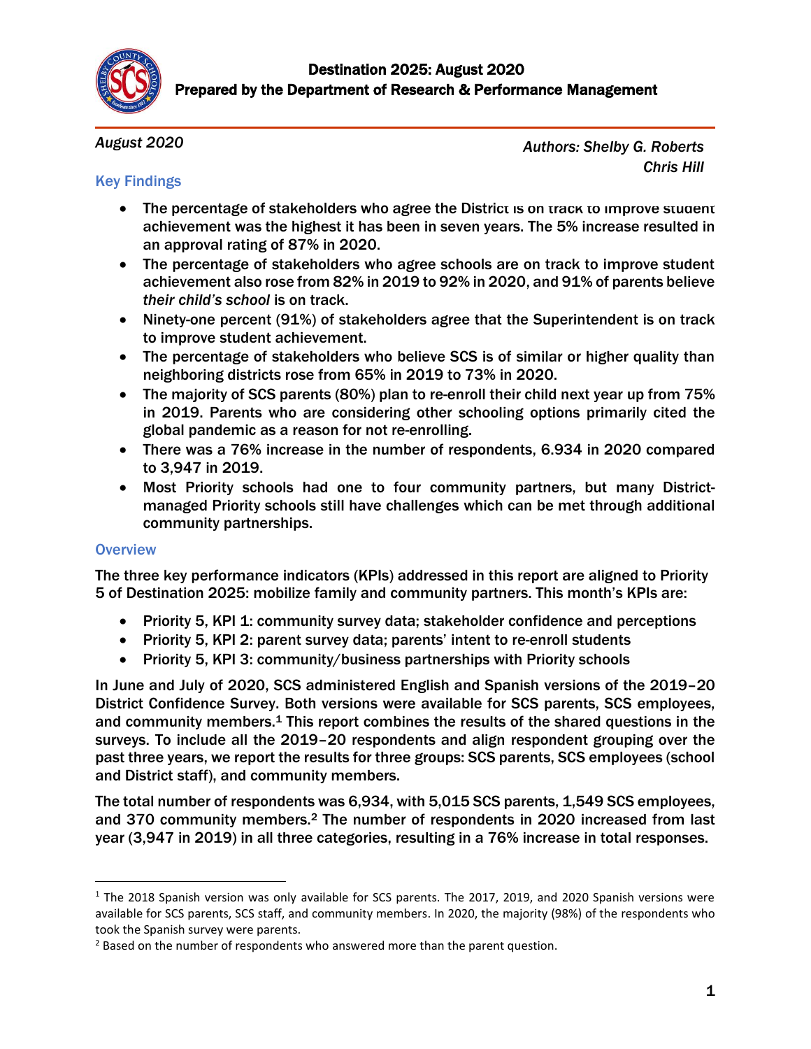# Destination 2025: August 2020

## Prepared by the Department of Research & Performance Management

*August 2020*

*Authors: Shelby G. Roberts*
*Chris Hill*

### Key Findings

- The percentage of stakeholders who agree the District is on track to improve student achievement was the highest it has been in seven years. The 5% increase resulted in an approval rating of 87% in 2020.
- The percentage of stakeholders who agree schools are on track to improve student achievement also rose from 82% in 2019 to 92% in 2020, and 91% of parents believe *their child's school* is on track.
- Ninety-one percent (91%) of stakeholders agree that the Superintendent is on track to improve student achievement.
- The percentage of stakeholders who believe SCS is of similar or higher quality than neighboring districts rose from 65% in 2019 to 73% in 2020.
- The majority of SCS parents (80%) plan to re-enroll their child next year up from 75% in 2019. Parents who are considering other schooling options primarily cited the global pandemic as a reason for not re-enrolling.
- There was a 76% increase in the number of respondents, 6.934 in 2020 compared to 3,947 in 2019.
- Most Priority schools had one to four community partners, but many District-managed Priority schools still have challenges which can be met through additional community partnerships.

### Overview

The three key performance indicators (KPIs) addressed in this report are aligned to Priority 5 of Destination 2025: mobilize family and community partners. This month's KPIs are:

- Priority 5, KPI 1: community survey data; stakeholder confidence and perceptions
- Priority 5, KPI 2: parent survey data; parents' intent to re-enroll students
- Priority 5, KPI 3: community/business partnerships with Priority schools

In June and July of 2020, SCS administered English and Spanish versions of the 2019–20 District Confidence Survey. Both versions were available for SCS parents, SCS employees, and community members.[1] This report combines the results of the shared questions in the surveys. To include all the 2019–20 respondents and align respondent grouping over the past three years, we report the results for three groups: SCS parents, SCS employees (school and District staff), and community members.

The total number of respondents was 6,934, with 5,015 SCS parents, 1,549 SCS employees, and 370 community members.[2] The number of respondents in 2020 increased from last year (3,947 in 2019) in all three categories, resulting in a 76% increase in total responses.

---

[1] The 2018 Spanish version was only available for SCS parents. The 2017, 2019, and 2020 Spanish versions were available for SCS parents, SCS staff, and community members. In 2020, the majority (98%) of the respondents who took the Spanish survey were parents.

[2] Based on the number of respondents who answered more than the parent question.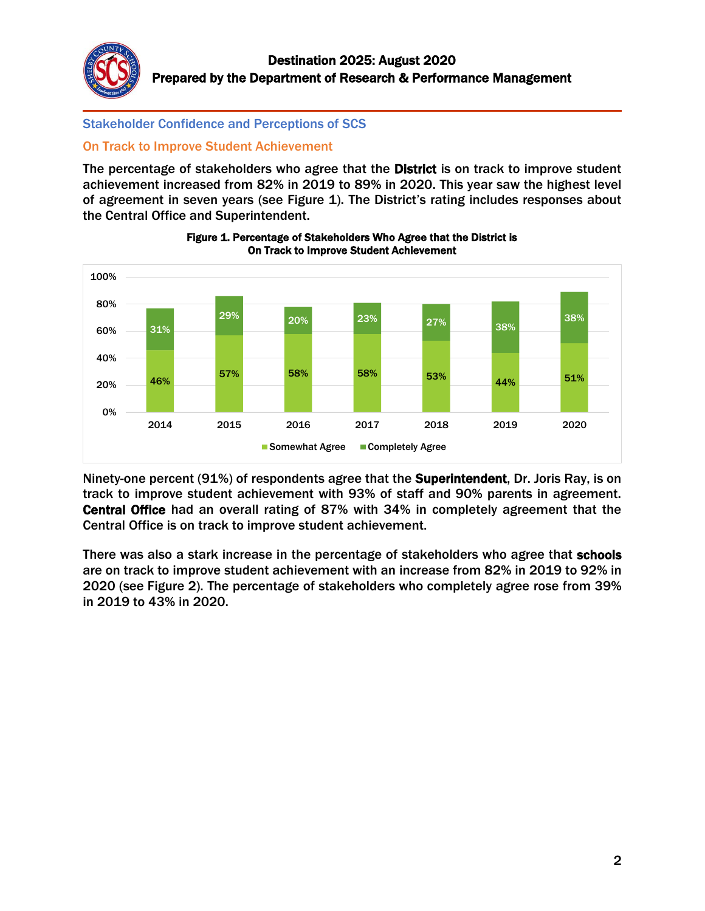## Stakeholder Confidence and Perceptions of SCS

### On Track to Improve Student Achievement

The percentage of stakeholders who agree that the **District** is on track to improve student achievement increased from 82% in 2019 to 89% in 2020. This year saw the highest level of agreement in seven years (see Figure 1). The District's rating includes responses about the Central Office and Superintendent.

**Figure 1. Percentage of Stakeholders Who Agree that the District is On Track to Improve Student Achievement**

| Year | Somewhat Agree | Completely Agree |
|---|---|---|
| 2014 | 46% | 31% |
| 2015 | 57% | 29% |
| 2016 | 58% | 20% |
| 2017 | 58% | 23% |
| 2018 | 53% | 27% |
| 2019 | 44% | 38% |
| 2020 | 51% | 38% |

Ninety-one percent (91%) of respondents agree that the **Superintendent**, Dr. Joris Ray, is on track to improve student achievement with 93% of staff and 90% parents in agreement. **Central Office** had an overall rating of 87% with 34% in completely agreement that the Central Office is on track to improve student achievement.

There was also a stark increase in the percentage of stakeholders who agree that **schools** are on track to improve student achievement with an increase from 82% in 2019 to 92% in 2020 (see Figure 2). The percentage of stakeholders who completely agree rose from 39% in 2019 to 43% in 2020.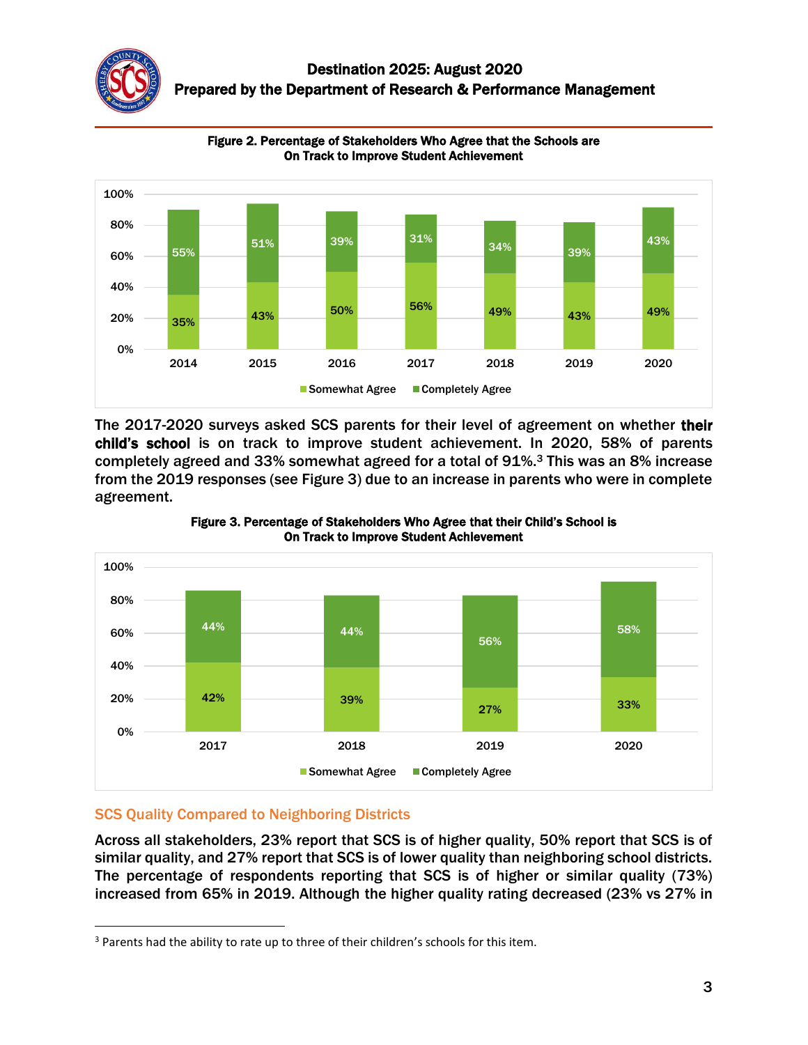**Figure 2. Percentage of Stakeholders Who Agree that the Schools are On Track to Improve Student Achievement**

| Year | Somewhat Agree | Completely Agree |
|---|---|---|
| 2014 | 35% | 55% |
| 2015 | 43% | 51% |
| 2016 | 50% | 39% |
| 2017 | 56% | 31% |
| 2018 | 49% | 34% |
| 2019 | 43% | 39% |
| 2020 | 49% | 43% |

The 2017-2020 surveys asked SCS parents for their level of agreement on whether **their child's school** is on track to improve student achievement. In 2020, 58% of parents completely agreed and 33% somewhat agreed for a total of 91%.[3] This was an 8% increase from the 2019 responses (see Figure 3) due to an increase in parents who were in complete agreement.

**Figure 3. Percentage of Stakeholders Who Agree that their Child's School is On Track to Improve Student Achievement**

| Year | Somewhat Agree | Completely Agree |
|---|---|---|
| 2017 | 42% | 44% |
| 2018 | 39% | 44% |
| 2019 | 27% | 56% |
| 2020 | 33% | 58% |

## SCS Quality Compared to Neighboring Districts

Across all stakeholders, 23% report that SCS is of higher quality, 50% report that SCS is of similar quality, and 27% report that SCS is of lower quality than neighboring school districts. The percentage of respondents reporting that SCS is of higher or similar quality (73%) increased from 65% in 2019. Although the higher quality rating decreased (23% vs 27% in

[3] Parents had the ability to rate up to three of their children's schools for this item.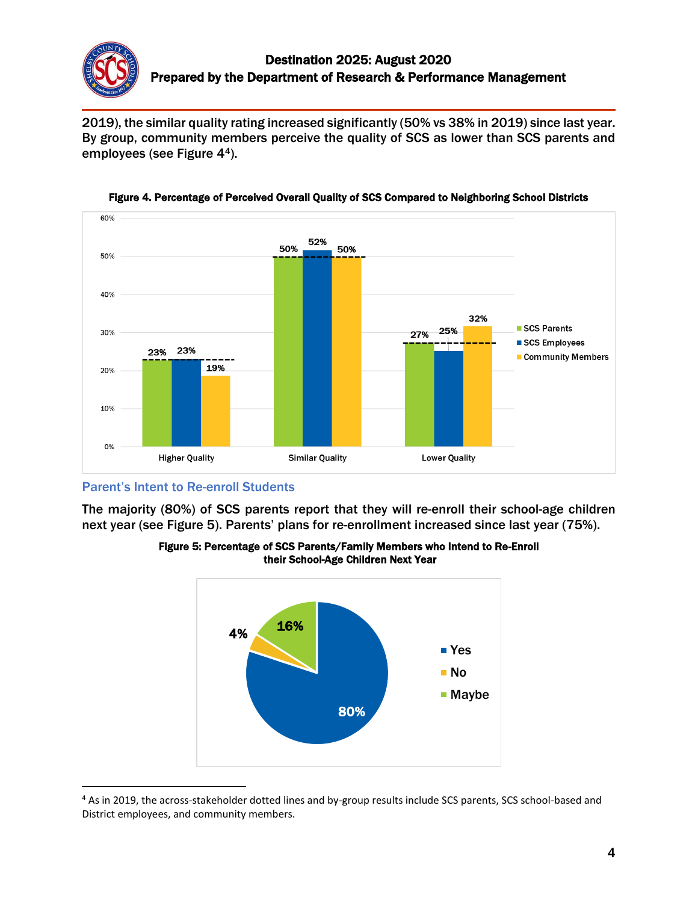2019), the similar quality rating increased significantly (50% vs 38% in 2019) since last year. By group, community members perceive the quality of SCS as lower than SCS parents and employees (see Figure 4[4]).

**Figure 4. Percentage of Perceived Overall Quality of SCS Compared to Neighboring School Districts**

| | SCS Parents | SCS Employees | Community Members |
|---|---|---|---|
| Higher Quality | 23% | 23% | 19% |
| Similar Quality | 50% | 52% | 50% |
| Lower Quality | 27% | 25% | 32% |

## Parent's Intent to Re-enroll Students

The majority (80%) of SCS parents report that they will re-enroll their school-age children next year (see Figure 5). Parents' plans for re-enrollment increased since last year (75%).

**Figure 5: Percentage of SCS Parents/Family Members who Intend to Re-Enroll their School-Age Children Next Year**

| Response | Percentage |
|---|---|
| Yes | 80% |
| No | 4% |
| Maybe | 16% |

[4] As in 2019, the across-stakeholder dotted lines and by-group results include SCS parents, SCS school-based and District employees, and community members.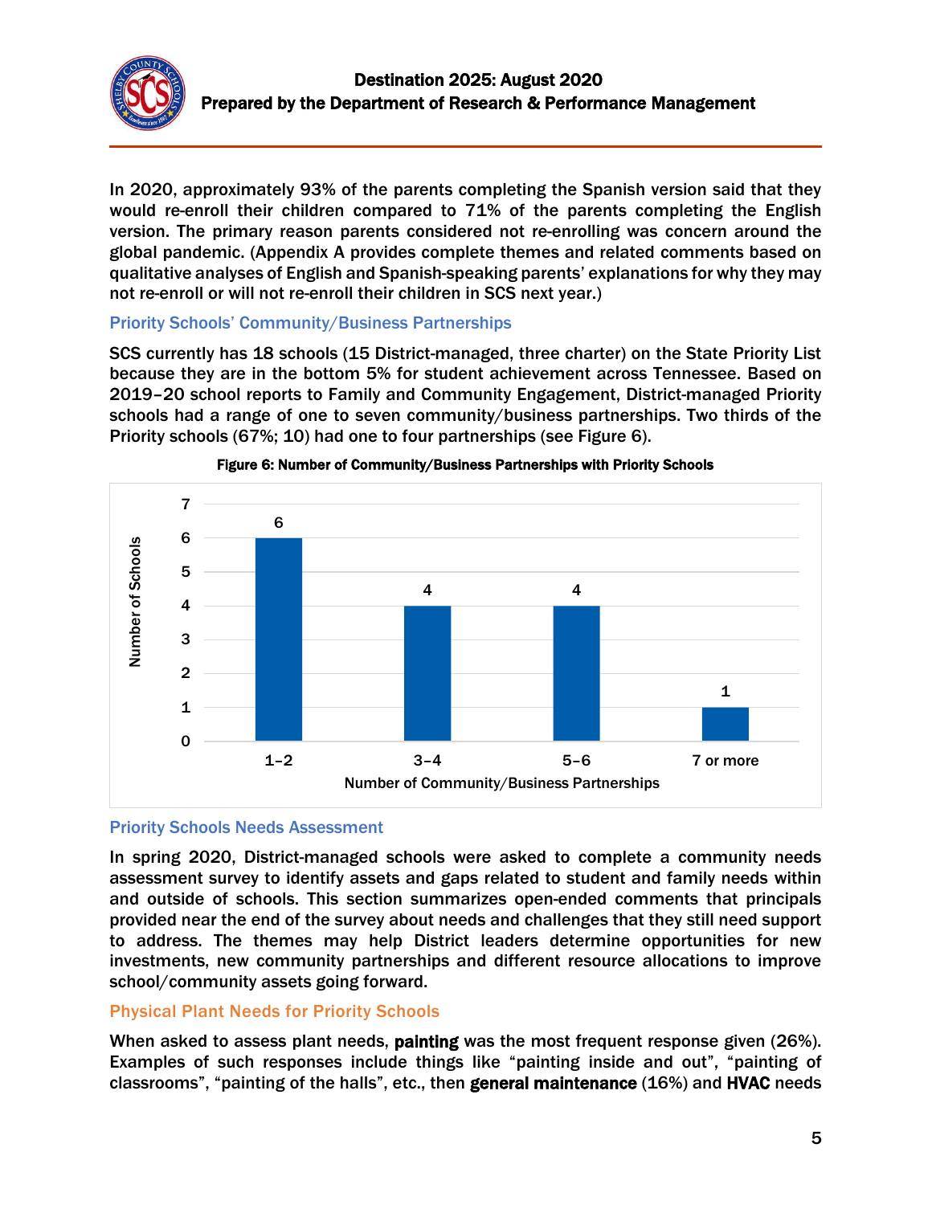In 2020, approximately 93% of the parents completing the Spanish version said that they would re-enroll their children compared to 71% of the parents completing the English version. The primary reason parents considered not re-enrolling was concern around the global pandemic. (Appendix A provides complete themes and related comments based on qualitative analyses of English and Spanish-speaking parents' explanations for why they may not re-enroll or will not re-enroll their children in SCS next year.)

### Priority Schools' Community/Business Partnerships

SCS currently has 18 schools (15 District-managed, three charter) on the State Priority List because they are in the bottom 5% for student achievement across Tennessee. Based on 2019–20 school reports to Family and Community Engagement, District-managed Priority schools had a range of one to seven community/business partnerships. Two thirds of the Priority schools (67%; 10) had one to four partnerships (see Figure 6).

**Figure 6: Number of Community/Business Partnerships with Priority Schools**

| Number of Community/Business Partnerships | Number of Schools |
|---|---|
| 1–2 | 6 |
| 3–4 | 4 |
| 5–6 | 4 |
| 7 or more | 1 |

### Priority Schools Needs Assessment

In spring 2020, District-managed schools were asked to complete a community needs assessment survey to identify assets and gaps related to student and family needs within and outside of schools. This section summarizes open-ended comments that principals provided near the end of the survey about needs and challenges that they still need support to address. The themes may help District leaders determine opportunities for new investments, new community partnerships and different resource allocations to improve school/community assets going forward.

#### Physical Plant Needs for Priority Schools

When asked to assess plant needs, **painting** was the most frequent response given (26%). Examples of such responses include things like "painting inside and out", "painting of classrooms", "painting of the halls", etc., then **general maintenance** (16%) and **HVAC** needs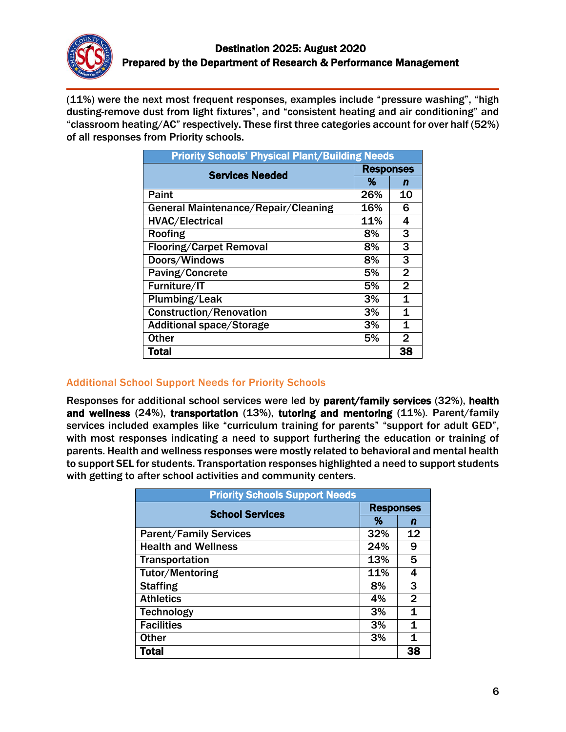(11%) were the next most frequent responses, examples include “pressure washing”, “high dusting-remove dust from light fixtures”, and “consistent heating and air conditioning” and “classroom heating/AC” respectively. These first three categories account for over half (52%) of all responses from Priority schools.

| Priority Schools' Physical Plant/Building Needs | | |
|---|---|---|
| Services Needed | Responses | |
| | % | n |
| Paint | 26% | 10 |
| General Maintenance/Repair/Cleaning | 16% | 6 |
| HVAC/Electrical | 11% | 4 |
| Roofing | 8% | 3 |
| Flooring/Carpet Removal | 8% | 3 |
| Doors/Windows | 8% | 3 |
| Paving/Concrete | 5% | 2 |
| Furniture/IT | 5% | 2 |
| Plumbing/Leak | 3% | 1 |
| Construction/Renovation | 3% | 1 |
| Additional space/Storage | 3% | 1 |
| Other | 5% | 2 |
| **Total** | | **38** |

### Additional School Support Needs for Priority Schools

Responses for additional school services were led by **parent/family services** (32%), **health and wellness** (24%), **transportation** (13%), **tutoring and mentoring** (11%). Parent/family services included examples like “curriculum training for parents” “support for adult GED”, with most responses indicating a need to support furthering the education or training of parents. Health and wellness responses were mostly related to behavioral and mental health to support SEL for students. Transportation responses highlighted a need to support students with getting to after school activities and community centers.

| Priority Schools Support Needs | | |
|---|---|---|
| School Services | Responses | |
| | % | n |
| Parent/Family Services | 32% | 12 |
| Health and Wellness | 24% | 9 |
| Transportation | 13% | 5 |
| Tutor/Mentoring | 11% | 4 |
| Staffing | 8% | 3 |
| Athletics | 4% | 2 |
| Technology | 3% | 1 |
| Facilities | 3% | 1 |
| Other | 3% | 1 |
| **Total** | | **38** |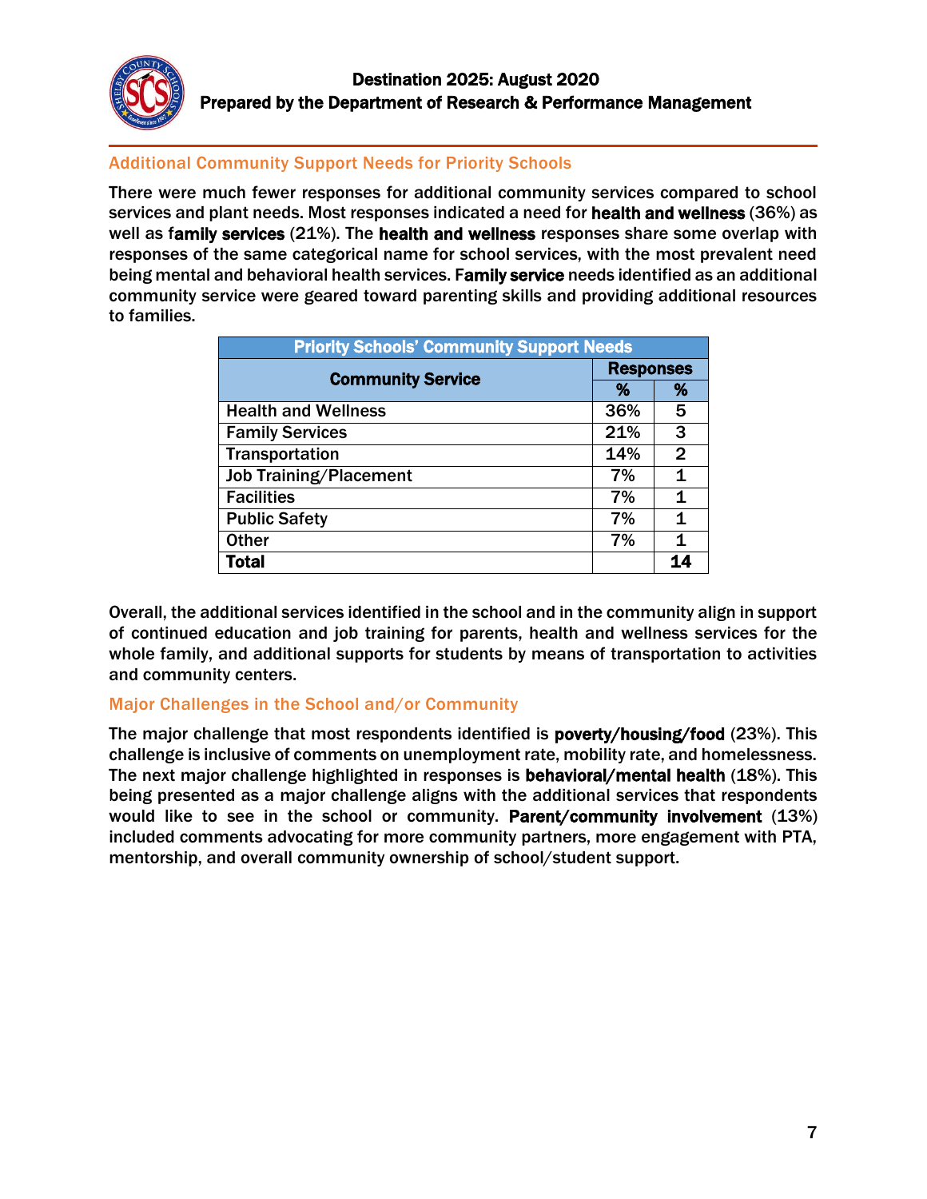## Additional Community Support Needs for Priority Schools

There were much fewer responses for additional community services compared to school services and plant needs. Most responses indicated a need for **health and wellness** (36%) as well as f**amily services** (21%). The **health and wellness** responses share some overlap with responses of the same categorical name for school services, with the most prevalent need being mental and behavioral health services. F**amily service** needs identified as an additional community service were geared toward parenting skills and providing additional resources to families.

| Priority Schools' Community Support Needs | | |
|---|---|---|
| **Community Service** | **Responses** | |
| | **%** | **%** |
| Health and Wellness | 36% | 5 |
| Family Services | 21% | 3 |
| Transportation | 14% | 2 |
| Job Training/Placement | 7% | 1 |
| Facilities | 7% | 1 |
| Public Safety | 7% | 1 |
| Other | 7% | 1 |
| **Total** | | **14** |

Overall, the additional services identified in the school and in the community align in support of continued education and job training for parents, health and wellness services for the whole family, and additional supports for students by means of transportation to activities and community centers.

## Major Challenges in the School and/or Community

The major challenge that most respondents identified is **poverty/housing/food** (23%). This challenge is inclusive of comments on unemployment rate, mobility rate, and homelessness. The next major challenge highlighted in responses is **behavioral/mental health** (18%). This being presented as a major challenge aligns with the additional services that respondents would like to see in the school or community. **Parent/community involvement** (13%) included comments advocating for more community partners, more engagement with PTA, mentorship, and overall community ownership of school/student support.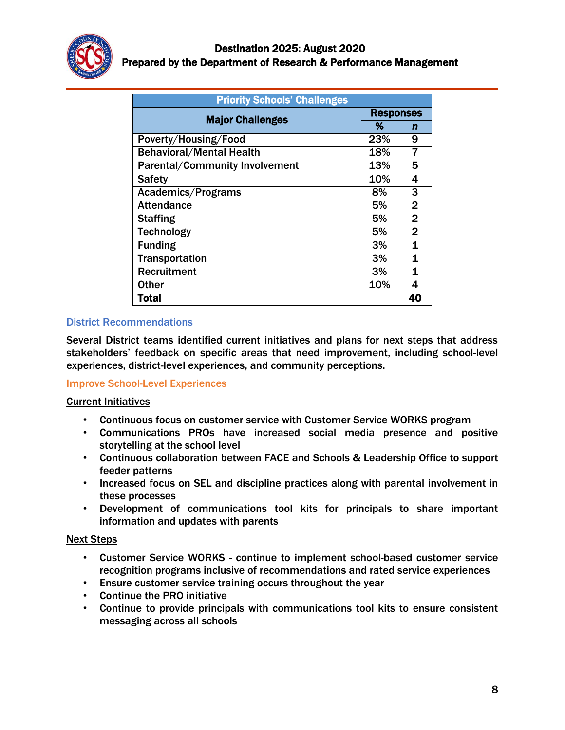| Priority Schools' Challenges | | |
|---|---|---|
| **Major Challenges** | **Responses** | |
| | **%** | ***n*** |
| Poverty/Housing/Food | 23% | 9 |
| Behavioral/Mental Health | 18% | 7 |
| Parental/Community Involvement | 13% | 5 |
| Safety | 10% | 4 |
| Academics/Programs | 8% | 3 |
| Attendance | 5% | 2 |
| Staffing | 5% | 2 |
| Technology | 5% | 2 |
| Funding | 3% | 1 |
| Transportation | 3% | 1 |
| Recruitment | 3% | 1 |
| Other | 10% | 4 |
| **Total** | | **40** |

## District Recommendations

Several District teams identified current initiatives and plans for next steps that address stakeholders' feedback on specific areas that need improvement, including school-level experiences, district-level experiences, and community perceptions.

### Improve School-Level Experiences

**Current Initiatives**

- Continuous focus on customer service with Customer Service WORKS program
- Communications PROs have increased social media presence and positive storytelling at the school level
- Continuous collaboration between FACE and Schools & Leadership Office to support feeder patterns
- Increased focus on SEL and discipline practices along with parental involvement in these processes
- Development of communications tool kits for principals to share important information and updates with parents

**Next Steps**

- Customer Service WORKS - continue to implement school-based customer service recognition programs inclusive of recommendations and rated service experiences
- Ensure customer service training occurs throughout the year
- Continue the PRO initiative
- Continue to provide principals with communications tool kits to ensure consistent messaging across all schools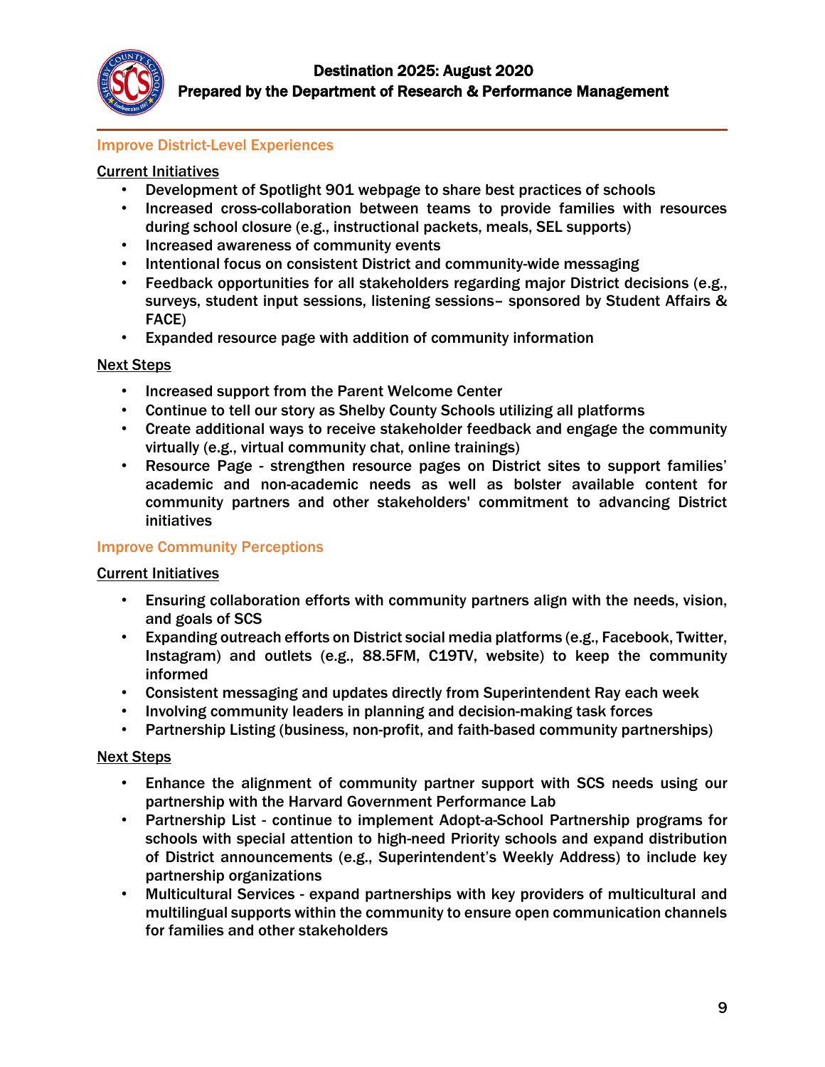## Improve District-Level Experiences

Current Initiatives

- Development of Spotlight 901 webpage to share best practices of schools
- Increased cross-collaboration between teams to provide families with resources during school closure (e.g., instructional packets, meals, SEL supports)
- Increased awareness of community events
- Intentional focus on consistent District and community-wide messaging
- Feedback opportunities for all stakeholders regarding major District decisions (e.g., surveys, student input sessions, listening sessions– sponsored by Student Affairs & FACE)
- Expanded resource page with addition of community information

Next Steps

- Increased support from the Parent Welcome Center
- Continue to tell our story as Shelby County Schools utilizing all platforms
- Create additional ways to receive stakeholder feedback and engage the community virtually (e.g., virtual community chat, online trainings)
- Resource Page - strengthen resource pages on District sites to support families' academic and non-academic needs as well as bolster available content for community partners and other stakeholders' commitment to advancing District initiatives

## Improve Community Perceptions

Current Initiatives

- Ensuring collaboration efforts with community partners align with the needs, vision, and goals of SCS
- Expanding outreach efforts on District social media platforms (e.g., Facebook, Twitter, Instagram) and outlets (e.g., 88.5FM, C19TV, website) to keep the community informed
- Consistent messaging and updates directly from Superintendent Ray each week
- Involving community leaders in planning and decision-making task forces
- Partnership Listing (business, non-profit, and faith-based community partnerships)

Next Steps

- Enhance the alignment of community partner support with SCS needs using our partnership with the Harvard Government Performance Lab
- Partnership List - continue to implement Adopt-a-School Partnership programs for schools with special attention to high-need Priority schools and expand distribution of District announcements (e.g., Superintendent's Weekly Address) to include key partnership organizations
- Multicultural Services - expand partnerships with key providers of multicultural and multilingual supports within the community to ensure open communication channels for families and other stakeholders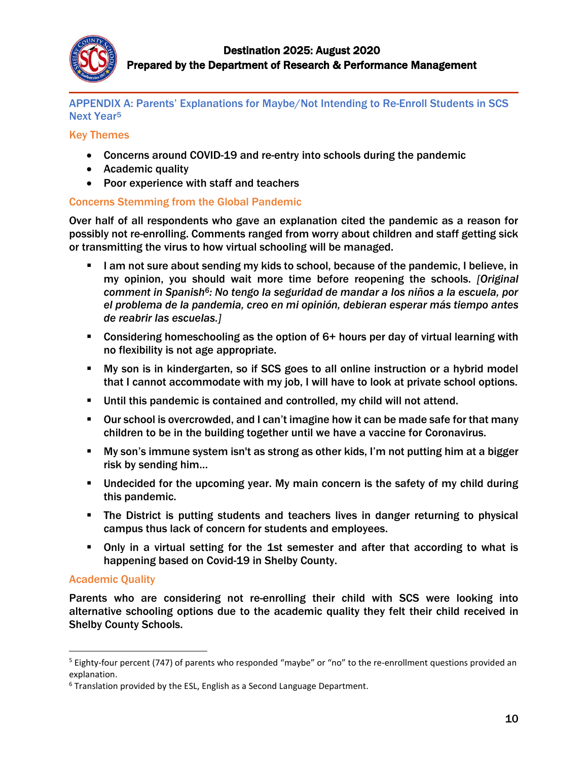## APPENDIX A: Parents' Explanations for Maybe/Not Intending to Re-Enroll Students in SCS Next Year[5]

### Key Themes

- Concerns around COVID-19 and re-entry into schools during the pandemic
- Academic quality
- Poor experience with staff and teachers

### Concerns Stemming from the Global Pandemic

Over half of all respondents who gave an explanation cited the pandemic as a reason for possibly not re-enrolling. Comments ranged from worry about children and staff getting sick or transmitting the virus to how virtual schooling will be managed.

- I am not sure about sending my kids to school, because of the pandemic, I believe, in my opinion, you should wait more time before reopening the schools. *[Original comment in Spanish[6]: No tengo la seguridad de mandar a los niños a la escuela, por el problema de la pandemia, creo en mi opinión, debieran esperar más tiempo antes de reabrir las escuelas.]*
- Considering homeschooling as the option of 6+ hours per day of virtual learning with no flexibility is not age appropriate.
- My son is in kindergarten, so if SCS goes to all online instruction or a hybrid model that I cannot accommodate with my job, I will have to look at private school options.
- Until this pandemic is contained and controlled, my child will not attend.
- Our school is overcrowded, and I can't imagine how it can be made safe for that many children to be in the building together until we have a vaccine for Coronavirus.
- My son's immune system isn't as strong as other kids, I'm not putting him at a bigger risk by sending him…
- Undecided for the upcoming year. My main concern is the safety of my child during this pandemic.
- The District is putting students and teachers lives in danger returning to physical campus thus lack of concern for students and employees.
- Only in a virtual setting for the 1st semester and after that according to what is happening based on Covid-19 in Shelby County.

### Academic Quality

Parents who are considering not re-enrolling their child with SCS were looking into alternative schooling options due to the academic quality they felt their child received in Shelby County Schools.

---

[5] Eighty-four percent (747) of parents who responded "maybe" or "no" to the re-enrollment questions provided an explanation.

[6] Translation provided by the ESL, English as a Second Language Department.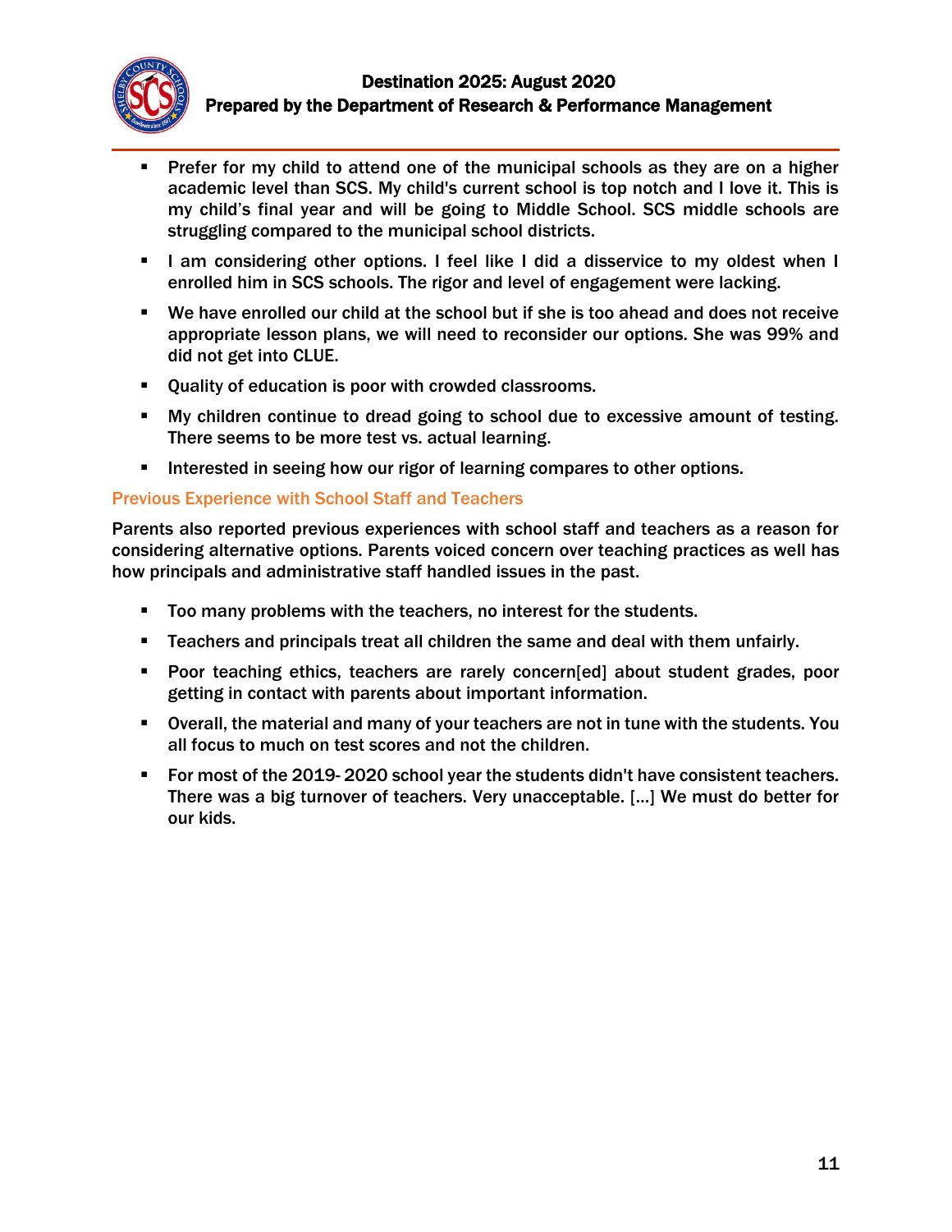- Prefer for my child to attend one of the municipal schools as they are on a higher academic level than SCS. My child's current school is top notch and I love it. This is my child's final year and will be going to Middle School. SCS middle schools are struggling compared to the municipal school districts.
- I am considering other options. I feel like I did a disservice to my oldest when I enrolled him in SCS schools. The rigor and level of engagement were lacking.
- We have enrolled our child at the school but if she is too ahead and does not receive appropriate lesson plans, we will need to reconsider our options. She was 99% and did not get into CLUE.
- Quality of education is poor with crowded classrooms.
- My children continue to dread going to school due to excessive amount of testing. There seems to be more test vs. actual learning.
- Interested in seeing how our rigor of learning compares to other options.

### Previous Experience with School Staff and Teachers

Parents also reported previous experiences with school staff and teachers as a reason for considering alternative options. Parents voiced concern over teaching practices as well has how principals and administrative staff handled issues in the past.

- Too many problems with the teachers, no interest for the students.
- Teachers and principals treat all children the same and deal with them unfairly.
- Poor teaching ethics, teachers are rarely concern[ed] about student grades, poor getting in contact with parents about important information.
- Overall, the material and many of your teachers are not in tune with the students. You all focus to much on test scores and not the children.
- For most of the 2019- 2020 school year the students didn't have consistent teachers. There was a big turnover of teachers. Very unacceptable. […] We must do better for our kids.